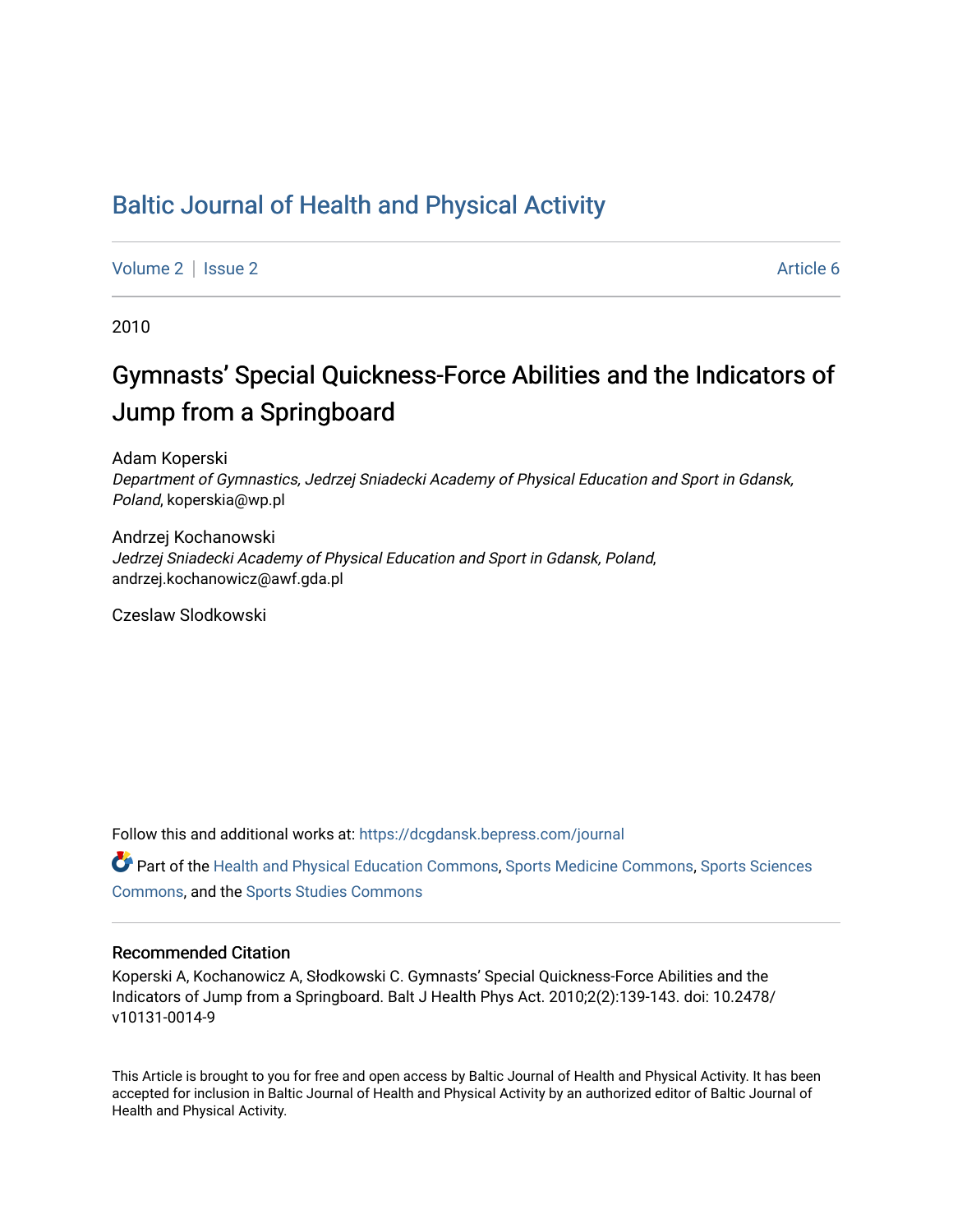# Baltic Journal of Health and Physical Activity

Volume 2 | Issue 2 Article 6

2010

## Gymnasts' Special Quickness-Force Abilities and the Indicators of Jump from a Springboard

Adam Koperski
*Department of Gymnastics, Jedrzej Sniadecki Academy of Physical Education and Sport in Gdansk, Poland*, koperskia@wp.pl

Andrzej Kochanowski
*Jedrzej Sniadecki Academy of Physical Education and Sport in Gdansk, Poland*, andrzej.kochanowicz@awf.gda.pl

Czeslaw Slodkowski

Follow this and additional works at: https://dcgdansk.bepress.com/journal

Part of the Health and Physical Education Commons, Sports Medicine Commons, Sports Sciences Commons, and the Sports Studies Commons

### Recommended Citation

Koperski A, Kochanowicz A, Słodkowski C. Gymnasts' Special Quickness-Force Abilities and the Indicators of Jump from a Springboard. Balt J Health Phys Act. 2010;2(2):139-143. doi: 10.2478/v10131-0014-9

This Article is brought to you for free and open access by Baltic Journal of Health and Physical Activity. It has been accepted for inclusion in Baltic Journal of Health and Physical Activity by an authorized editor of Baltic Journal of Health and Physical Activity.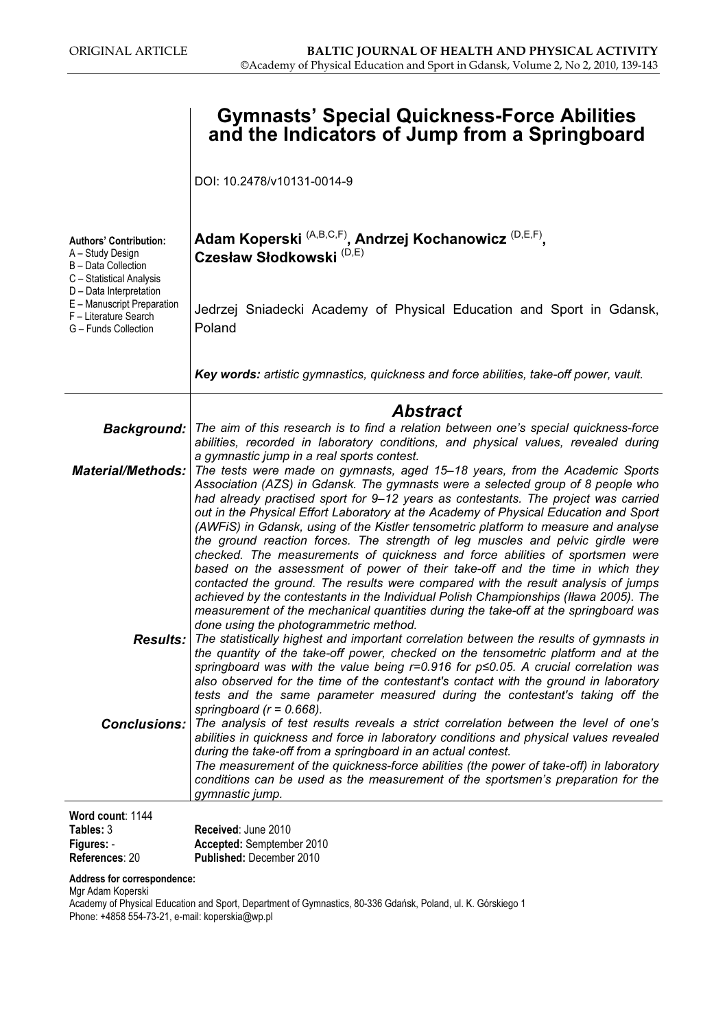# Gymnasts' Special Quickness-Force Abilities and the Indicators of Jump from a Springboard

DOI: 10.2478/v10131-0014-9

**Authors' Contribution:**
A – Study Design
B – Data Collection
C – Statistical Analysis
D – Data Interpretation
E – Manuscript Preparation
F – Literature Search
G – Funds Collection

**Adam Koperski** (A,B,C,F), **Andrzej Kochanowicz** (D,E,F), **Czesław Słodkowski** (D,E)

Jedrzej Sniadecki Academy of Physical Education and Sport in Gdansk, Poland

***Key words:*** *artistic gymnastics, quickness and force abilities, take-off power, vault.*

## Abstract

***Background:*** *The aim of this research is to find a relation between one's special quickness-force abilities, recorded in laboratory conditions, and physical values, revealed during a gymnastic jump in a real sports contest.*

***Material/Methods:*** *The tests were made on gymnasts, aged 15–18 years, from the Academic Sports Association (AZS) in Gdansk. The gymnasts were a selected group of 8 people who had already practised sport for 9–12 years as contestants. The project was carried out in the Physical Effort Laboratory at the Academy of Physical Education and Sport (AWFiS) in Gdansk, using of the Kistler tensometric platform to measure and analyse the ground reaction forces. The strength of leg muscles and pelvic girdle were checked. The measurements of quickness and force abilities of sportsmen were based on the assessment of power of their take-off and the time in which they contacted the ground. The results were compared with the result analysis of jumps achieved by the contestants in the Individual Polish Championships (Iława 2005). The measurement of the mechanical quantities during the take-off at the springboard was done using the photogrammetric method.*

***Results:*** *The statistically highest and important correlation between the results of gymnasts in the quantity of the take-off power, checked on the tensometric platform and at the springboard was with the value being r=0.916 for p≤0.05. A crucial correlation was also observed for the time of the contestant's contact with the ground in laboratory tests and the same parameter measured during the contestant's taking off the springboard (r = 0.668).*

***Conclusions:*** *The analysis of test results reveals a strict correlation between the level of one's abilities in quickness and force in laboratory conditions and physical values revealed during the take-off from a springboard in an actual contest.*
*The measurement of the quickness-force abilities (the power of take-off) in laboratory conditions can be used as the measurement of the sportsmen's preparation for the gymnastic jump.*

**Word count**: 1144
**Tables:** 3
**Figures:** -
**References**: 20

**Received**: June 2010
**Accepted:** Semptember 2010
**Published:** December 2010

**Address for correspondence:**
Mgr Adam Koperski
Academy of Physical Education and Sport, Department of Gymnastics, 80-336 Gdańsk, Poland, ul. K. Górskiego 1
Phone: +4858 554-73-21, e-mail: koperskia@wp.pl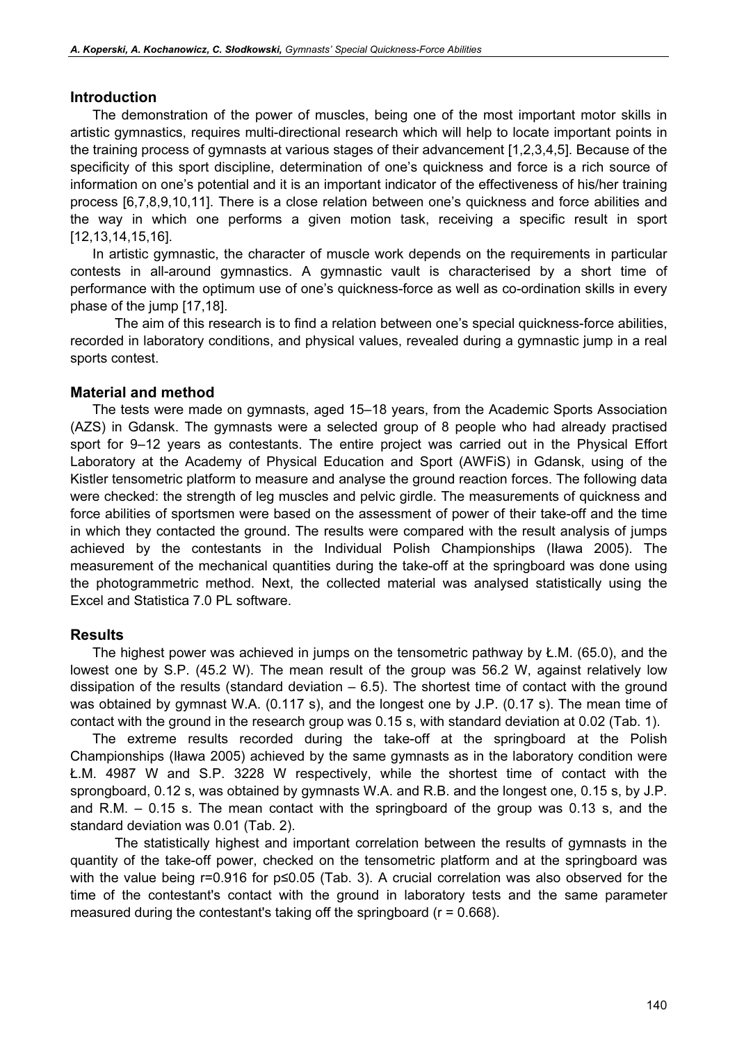## Introduction

The demonstration of the power of muscles, being one of the most important motor skills in artistic gymnastics, requires multi-directional research which will help to locate important points in the training process of gymnasts at various stages of their advancement [1,2,3,4,5]. Because of the specificity of this sport discipline, determination of one's quickness and force is a rich source of information on one's potential and it is an important indicator of the effectiveness of his/her training process [6,7,8,9,10,11]. There is a close relation between one's quickness and force abilities and the way in which one performs a given motion task, receiving a specific result in sport [12,13,14,15,16].

In artistic gymnastic, the character of muscle work depends on the requirements in particular contests in all-around gymnastics. A gymnastic vault is characterised by a short time of performance with the optimum use of one's quickness-force as well as co-ordination skills in every phase of the jump [17,18].

The aim of this research is to find a relation between one's special quickness-force abilities, recorded in laboratory conditions, and physical values, revealed during a gymnastic jump in a real sports contest.

## Material and method

The tests were made on gymnasts, aged 15–18 years, from the Academic Sports Association (AZS) in Gdansk. The gymnasts were a selected group of 8 people who had already practised sport for 9–12 years as contestants. The entire project was carried out in the Physical Effort Laboratory at the Academy of Physical Education and Sport (AWFiS) in Gdansk, using of the Kistler tensometric platform to measure and analyse the ground reaction forces. The following data were checked: the strength of leg muscles and pelvic girdle. The measurements of quickness and force abilities of sportsmen were based on the assessment of power of their take-off and the time in which they contacted the ground. The results were compared with the result analysis of jumps achieved by the contestants in the Individual Polish Championships (Iława 2005). The measurement of the mechanical quantities during the take-off at the springboard was done using the photogrammetric method. Next, the collected material was analysed statistically using the Excel and Statistica 7.0 PL software.

## Results

The highest power was achieved in jumps on the tensometric pathway by Ł.M. (65.0), and the lowest one by S.P. (45.2 W). The mean result of the group was 56.2 W, against relatively low dissipation of the results (standard deviation – 6.5). The shortest time of contact with the ground was obtained by gymnast W.A. (0.117 s), and the longest one by J.P. (0.17 s). The mean time of contact with the ground in the research group was 0.15 s, with standard deviation at 0.02 (Tab. 1).

The extreme results recorded during the take-off at the springboard at the Polish Championships (Iława 2005) achieved by the same gymnasts as in the laboratory condition were Ł.M. 4987 W and S.P. 3228 W respectively, while the shortest time of contact with the sprongboard, 0.12 s, was obtained by gymnasts W.A. and R.B. and the longest one, 0.15 s, by J.P. and R.M. – 0.15 s. The mean contact with the springboard of the group was 0.13 s, and the standard deviation was 0.01 (Tab. 2).

The statistically highest and important correlation between the results of gymnasts in the quantity of the take-off power, checked on the tensometric platform and at the springboard was with the value being r=0.916 for p≤0.05 (Tab. 3). A crucial correlation was also observed for the time of the contestant's contact with the ground in laboratory tests and the same parameter measured during the contestant's taking off the springboard (r = 0.668).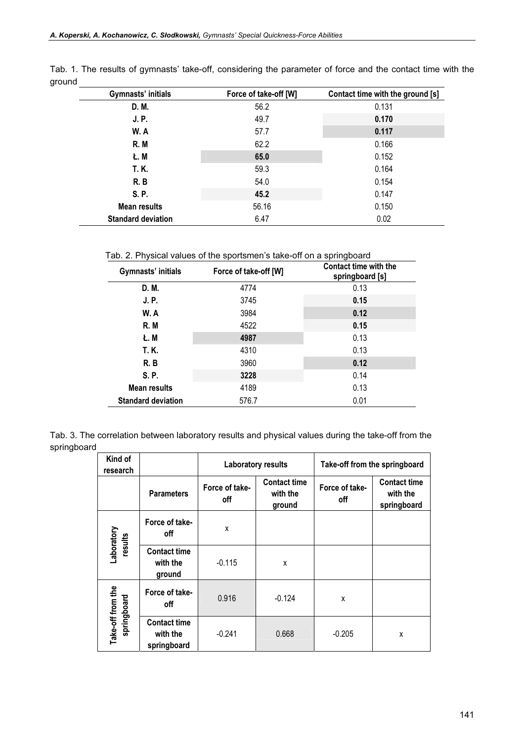Tab. 1. The results of gymnasts' take-off, considering the parameter of force and the contact time with the ground

| Gymnasts' initials | Force of take-off [W] | Contact time with the ground [s] |
|---|---|---|
| D. M. | 56.2 | 0.131 |
| J. P. | 49.7 | **0.170** |
| W. A | 57.7 | **0.117** |
| R. M | 62.2 | 0.166 |
| Ł. M | **65.0** | 0.152 |
| T. K. | 59.3 | 0.164 |
| R. B | 54.0 | 0.154 |
| S. P. | **45.2** | 0.147 |
| Mean results | 56.16 | 0.150 |
| Standard deviation | 6.47 | 0.02 |

Tab. 2. Physical values of the sportsmen's take-off on a springboard

| Gymnasts' initials | Force of take-off [W] | Contact time with the springboard [s] |
|---|---|---|
| D. M. | 4774 | 0.13 |
| J. P. | 3745 | **0.15** |
| W. A | 3984 | **0.12** |
| R. M | 4522 | **0.15** |
| Ł. M | **4987** | 0.13 |
| T. K. | 4310 | 0.13 |
| R. B | 3960 | **0.12** |
| S. P. | **3228** | 0.14 |
| Mean results | 4189 | 0.13 |
| Standard deviation | 576.7 | 0.01 |

Tab. 3. The correlation between laboratory results and physical values during the take-off from the springboard

| Kind of research | | Laboratory results | | Take-off from the springboard | |
|---|---|---|---|---|---|
| | Parameters | Force of take-off | Contact time with the ground | Force of take-off | Contact time with the springboard |
| Laboratory results | Force of take-off | x | | | |
| | Contact time with the ground | -0.115 | x | | |
| Take-off from the springboard | Force of take-off | 0.916 | -0.124 | x | |
| | Contact time with the springboard | -0.241 | 0.668 | -0.205 | x |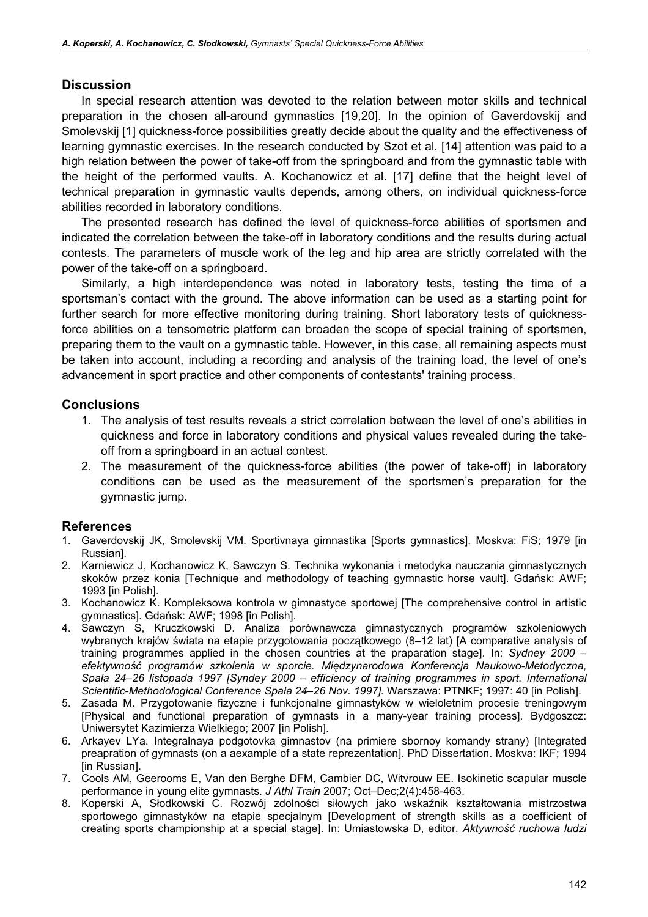## Discussion

In special research attention was devoted to the relation between motor skills and technical preparation in the chosen all-around gymnastics [19,20]. In the opinion of Gaverdovskij and Smolevskij [1] quickness-force possibilities greatly decide about the quality and the effectiveness of learning gymnastic exercises. In the research conducted by Szot et al. [14] attention was paid to a high relation between the power of take-off from the springboard and from the gymnastic table with the height of the performed vaults. A. Kochanowicz et al. [17] define that the height level of technical preparation in gymnastic vaults depends, among others, on individual quickness-force abilities recorded in laboratory conditions.

The presented research has defined the level of quickness-force abilities of sportsmen and indicated the correlation between the take-off in laboratory conditions and the results during actual contests. The parameters of muscle work of the leg and hip area are strictly correlated with the power of the take-off on a springboard.

Similarly, a high interdependence was noted in laboratory tests, testing the time of a sportsman's contact with the ground. The above information can be used as a starting point for further search for more effective monitoring during training. Short laboratory tests of quickness-force abilities on a tensometric platform can broaden the scope of special training of sportsmen, preparing them to the vault on a gymnastic table. However, in this case, all remaining aspects must be taken into account, including a recording and analysis of the training load, the level of one's advancement in sport practice and other components of contestants' training process.

## Conclusions

1. The analysis of test results reveals a strict correlation between the level of one's abilities in quickness and force in laboratory conditions and physical values revealed during the take-off from a springboard in an actual contest.
2. The measurement of the quickness-force abilities (the power of take-off) in laboratory conditions can be used as the measurement of the sportsmen's preparation for the gymnastic jump.

## References

1. Gaverdovskij JK, Smolevskij VM. Sportivnaya gimnastika [Sports gymnastics]. Moskva: FiS; 1979 [in Russian].
2. Karniewicz J, Kochanowicz K, Sawczyn S. Technika wykonania i metodyka nauczania gimnastycznych skoków przez konia [Technique and methodology of teaching gymnastic horse vault]. Gdańsk: AWF; 1993 [in Polish].
3. Kochanowicz K. Kompleksowa kontrola w gimnastyce sportowej [The comprehensive control in artistic gymnastics]. Gdańsk: AWF; 1998 [in Polish].
4. Sawczyn S, Kruczkowski D. Analiza porównawcza gimnastycznych programów szkoleniowych wybranych krajów świata na etapie przygotowania początkowego (8–12 lat) [A comparative analysis of training programmes applied in the chosen countries at the praparation stage]. In: *Sydney 2000 – efektywność programów szkolenia w sporcie. Międzynarodowa Konferencja Naukowo-Metodyczna, Spała 24–26 listopada 1997 [Syndey 2000 – efficiency of training programmes in sport. International Scientific-Methodological Conference Spała 24–26 Nov. 1997].* Warszawa: PTNKF; 1997: 40 [in Polish].
5. Zasada M. Przygotowanie fizyczne i funkcjonalne gimnastyków w wieloletnim procesie treningowym [Physical and functional preparation of gymnasts in a many-year training process]. Bydgoszcz: Uniwersytet Kazimierza Wielkiego; 2007 [in Polish].
6. Arkayev LYa. Integralnaya podgotovka gimnastov (na primiere sbornoy komandy strany) [Integrated preapration of gymnasts (on a aexample of a state reprezentation]. PhD Dissertation. Moskva: IKF; 1994 [in Russian].
7. Cools AM, Geerooms E, Van den Berghe DFM, Cambier DC, Witvrouw EE. Isokinetic scapular muscle performance in young elite gymnasts. *J Athl Train* 2007; Oct–Dec;2(4):458-463.
8. Koperski A, Słodkowski C. Rozwój zdolności siłowych jako wskaźnik kształtowania mistrzostwa sportowego gimnastyków na etapie specjalnym [Development of strength skills as a coefficient of creating sports championship at a special stage]. In: Umiastowska D, editor. *Aktywność ruchowa ludzi*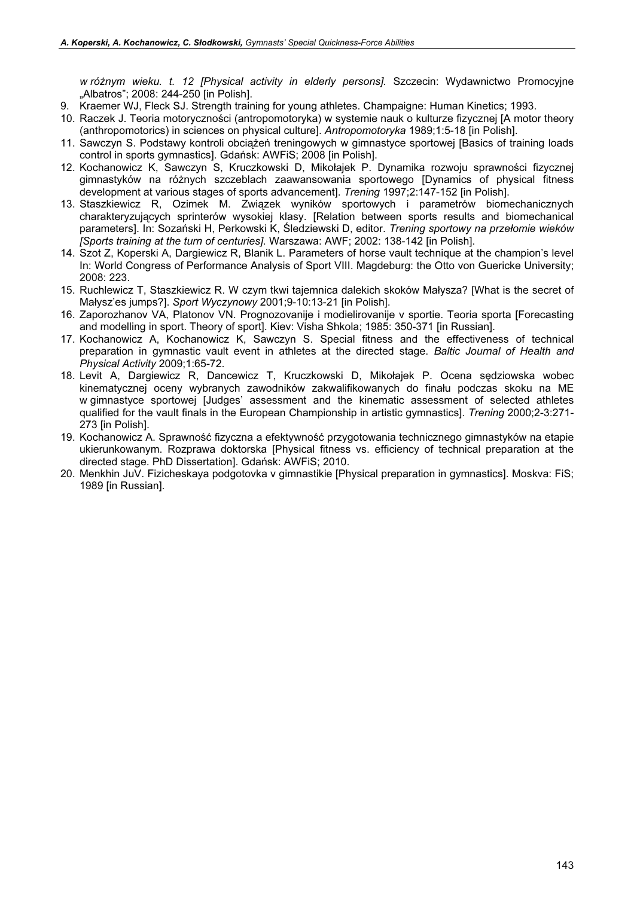*w różnym wieku. t. 12 [Physical activity in elderly persons]*. Szczecin: Wydawnictwo Promocyjne „Albatros"; 2008: 244-250 [in Polish].

9. Kraemer WJ, Fleck SJ. Strength training for young athletes. Champaigne: Human Kinetics; 1993.
10. Raczek J. Teoria motoryczności (antropomotoryka) w systemie nauk o kulturze fizycznej [A motor theory (anthropomotorics) in sciences on physical culture]. *Antropomotoryka* 1989;1:5-18 [in Polish].
11. Sawczyn S. Podstawy kontroli obciążeń treningowych w gimnastyce sportowej [Basics of training loads control in sports gymnastics]. Gdańsk: AWFiS; 2008 [in Polish].
12. Kochanowicz K, Sawczyn S, Kruczkowski D, Mikołajek P. Dynamika rozwoju sprawności fizycznej gimnastyków na różnych szczeblach zaawansowania sportowego [Dynamics of physical fitness development at various stages of sports advancement]. *Trening* 1997;2:147-152 [in Polish].
13. Staszkiewicz R, Ozimek M. Związek wyników sportowych i parametrów biomechanicznych charakteryzujących sprinterów wysokiej klasy. [Relation between sports results and biomechanical parameters]. In: Sozański H, Perkowski K, Śledziewski D, editor. *Trening sportowy na przełomie wieków [Sports training at the turn of centuries]*. Warszawa: AWF; 2002: 138-142 [in Polish].
14. Szot Z, Koperski A, Dargiewicz R, Blanik L. Parameters of horse vault technique at the champion's level In: World Congress of Performance Analysis of Sport VIII. Magdeburg: the Otto von Guericke University; 2008: 223.
15. Ruchlewicz T, Staszkiewicz R. W czym tkwi tajemnica dalekich skoków Małysza? [What is the secret of Małysz'es jumps?]. *Sport Wyczynowy* 2001;9-10:13-21 [in Polish].
16. Zaporozhanov VA, Platonov VN. Prognozovanije i modielirovanije v sportie. Teoria sporta [Forecasting and modelling in sport. Theory of sport]. Kiev: Visha Shkola; 1985: 350-371 [in Russian].
17. Kochanowicz A, Kochanowicz K, Sawczyn S. Special fitness and the effectiveness of technical preparation in gymnastic vault event in athletes at the directed stage. *Baltic Journal of Health and Physical Activity* 2009;1:65-72.
18. Levit A, Dargiewicz R, Dancewicz T, Kruczkowski D, Mikołajek P. Ocena sędziowska wobec kinematycznej oceny wybranych zawodników zakwalifikowanych do finału podczas skoku na ME w gimnastyce sportowej [Judges' assessment and the kinematic assessment of selected athletes qualified for the vault finals in the European Championship in artistic gymnastics]. *Trening* 2000;2-3:271-273 [in Polish].
19. Kochanowicz A. Sprawność fizyczna a efektywność przygotowania technicznego gimnastyków na etapie ukierunkowanym. Rozprawa doktorska [Physical fitness vs. efficiency of technical preparation at the directed stage. PhD Dissertation]. Gdańsk: AWFiS; 2010.
20. Menkhin JuV. Fizicheskaya podgotovka v gimnastikie [Physical preparation in gymnastics]. Moskva: FiS; 1989 [in Russian].